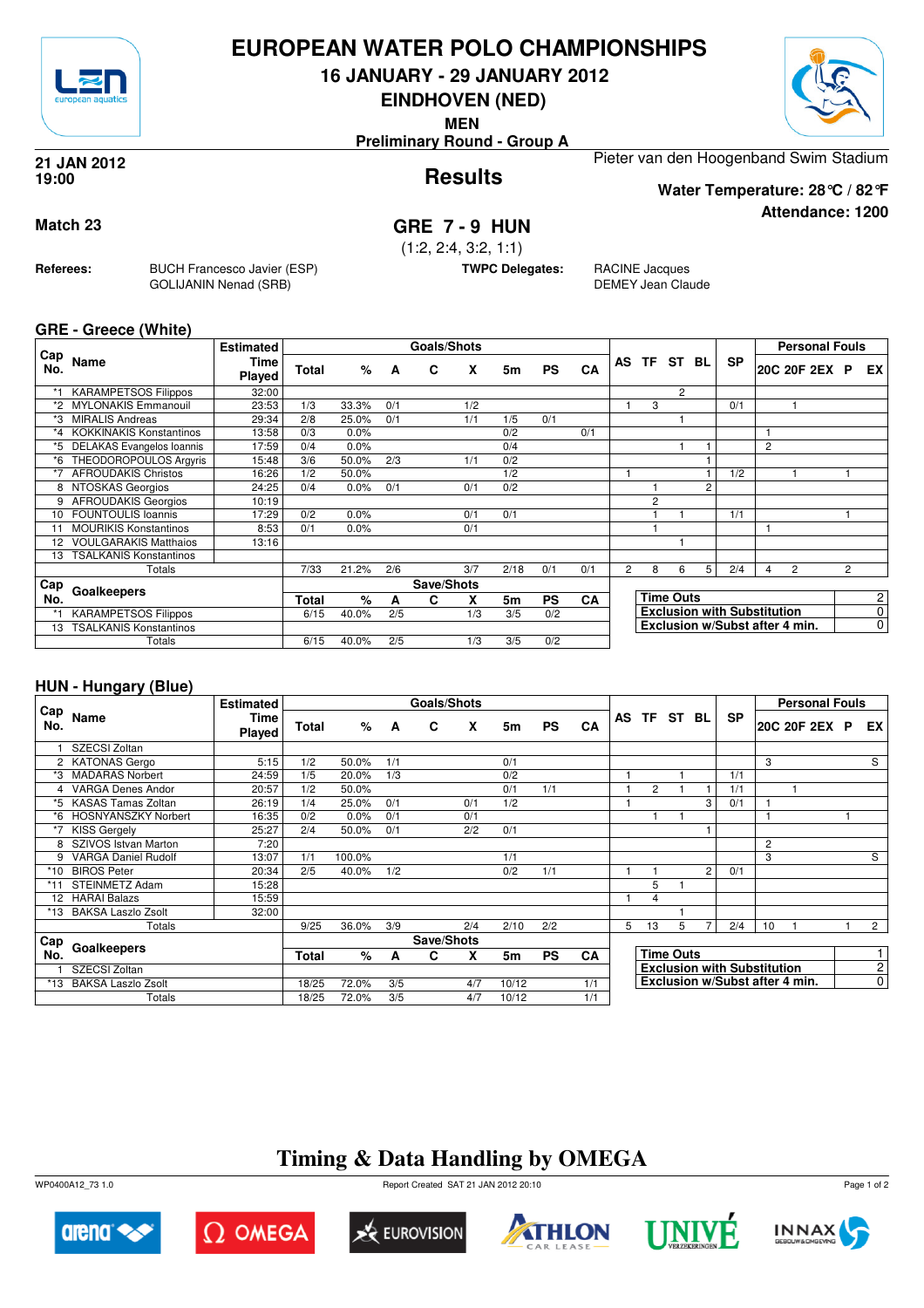# EUROPEAN WATER POLO CHAMPIONSHIPS

## 16 JANUARY - 29 JANUARY 2012

## EINDHOVEN (NED)

**MEN**

**Preliminary Round - Group A**

**21 JAN 2012**
**19:00**

## Results

Pieter van den Hoogenband Swim Stadium

**Water Temperature: 28°C / 82°F**

**Attendance: 1200**

**Match 23**

## GRE 7 - 9 HUN

(1:2, 2:4, 3:2, 1:1)

**Referees:** BUCH Francesco Javier (ESP), GOLIJANIN Nenad (SRB)

**TWPC Delegates:** RACINE Jacques, DEMEY Jean Claude

### GRE - Greece (White)

| Cap No. | Name | Estimated Time Played | Total | % | A | C | X | 5m | PS | CA | AS | TF | ST | BL | SP | 20C | 20F | 2EX | P | EX |
|---|---|---|---|---|---|---|---|---|---|---|---|---|---|---|---|---|---|---|---|---|
| *1 | KARAMPETSOS Filippos | 32:00 | | | | | | | | | | | 2 | | | | | | | |
| *2 | MYLONAKIS Emmanouil | 23:53 | 1/3 | 33.3% | 0/1 | | 1/2 | | | | 1 | 3 | | | 0/1 | | 1 | | | |
| *3 | MIRALIS Andreas | 29:34 | 2/8 | 25.0% | 0/1 | | 1/1 | 1/5 | 0/1 | | | | 1 | | | | | | | |
| *4 | KOKKINAKIS Konstantinos | 13:58 | 0/3 | 0.0% | | | | 0/2 | | 0/1 | | | | | | 1 | | | | |
| *5 | DELAKAS Evangelos Ioannis | 17:59 | 0/4 | 0.0% | | | | 0/4 | | | | | 1 | 1 | | 2 | | | | |
| *6 | THEODOROPOULOS Argyris | 15:48 | 3/6 | 50.0% | 2/3 | | 1/1 | 0/2 | | | | | | 1 | | | | | | |
| *7 | AFROUDAKIS Christos | 16:26 | 1/2 | 50.0% | | | | 1/2 | | | 1 | | | 1 | 1/2 | | 1 | | 1 | |
| 8 | NTOSKAS Georgios | 24:25 | 0/4 | 0.0% | 0/1 | | 0/1 | 0/2 | | | | 1 | | 2 | | | | | | |
| 9 | AFROUDAKIS Georgios | 10:19 | | | | | | | | | | 2 | | | | | | | | |
| 10 | FOUNTOULIS Ioannis | 17:29 | 0/2 | 0.0% | | | 0/1 | 0/1 | | | | 1 | 1 | | 1/1 | | | | 1 | |
| 11 | MOURIKIS Konstantinos | 8:53 | 0/1 | 0.0% | | | 0/1 | | | | | 1 | | | | 1 | | | | |
| 12 | VOULGARAKIS Matthaios | 13:16 | | | | | | | | | | | 1 | | | | | | | |
| 13 | TSALKANIS Konstantinos | | | | | | | | | | | | | | | | | | | |
| | Totals | | 7/33 | 21.2% | 2/6 | | 3/7 | 2/18 | 0/1 | 0/1 | 2 | 8 | 6 | 5 | 2/4 | 4 | 2 | | 2 | |

| Cap No. | Goalkeepers | Total | % | A | C | X | 5m | PS | CA |
|---|---|---|---|---|---|---|---|---|---|
| *1 | KARAMPETSOS Filippos | 6/15 | 40.0% | 2/5 | | 1/3 | 3/5 | 0/2 | |
| 13 | TSALKANIS Konstantinos | | | | | | | | |
| | Totals | 6/15 | 40.0% | 2/5 | | 1/3 | 3/5 | 0/2 | |

| | |
|---|---|
| Time Outs | 2 |
| Exclusion with Substitution | 0 |
| Exclusion w/Subst after 4 min. | 0 |

### HUN - Hungary (Blue)

| Cap No. | Name | Estimated Time Played | Total | % | A | C | X | 5m | PS | CA | AS | TF | ST | BL | SP | 20C | 20F | 2EX | P | EX |
|---|---|---|---|---|---|---|---|---|---|---|---|---|---|---|---|---|---|---|---|---|
| 1 | SZECSI Zoltan | | | | | | | | | | | | | | | | | | | |
| 2 | KATONAS Gergo | 5:15 | 1/2 | 50.0% | 1/1 | | | 0/1 | | | | | | | | 3 | | | | S |
| *3 | MADARAS Norbert | 24:59 | 1/5 | 20.0% | 1/3 | | | 0/2 | | | 1 | | 1 | | 1/1 | | | | | |
| 4 | VARGA Denes Andor | 20:57 | 1/2 | 50.0% | | | | 0/1 | 1/1 | | 1 | 2 | 1 | 1 | 1/1 | | 1 | | | |
| *5 | KASAS Tamas Zoltan | 26:19 | 1/4 | 25.0% | 0/1 | | 0/1 | 1/2 | | | 1 | | | 3 | 0/1 | 1 | | | | |
| *6 | HOSNYANSZKY Norbert | 16:35 | 0/2 | 0.0% | 0/1 | | 0/1 | | | | | 1 | 1 | | | 1 | | | 1 | |
| *7 | KISS Gergely | 25:27 | 2/4 | 50.0% | 0/1 | | 2/2 | 0/1 | | | | | | 1 | | | | | | |
| 8 | SZIVOS Istvan Marton | 7:20 | | | | | | | | | | | | | | 2 | | | | |
| 9 | VARGA Daniel Rudolf | 13:07 | 1/1 | 100.0% | | | | 1/1 | | | | | | | | 3 | | | | S |
| *10 | BIROS Peter | 20:34 | 2/5 | 40.0% | 1/2 | | | 0/2 | 1/1 | | 1 | 1 | | 2 | 0/1 | | | | | |
| *11 | STEINMETZ Adam | 15:28 | | | | | | | | | | 5 | 1 | | | | | | | |
| 12 | HARAI Balazs | 15:59 | | | | | | | | | 1 | 4 | | | | | | | | |
| *13 | BAKSA Laszlo Zsolt | 32:00 | | | | | | | | | | | 1 | | | | | | | |
| | Totals | | 9/25 | 36.0% | 3/9 | | 2/4 | 2/10 | 2/2 | | 5 | 13 | 5 | 7 | 2/4 | 10 | 1 | | 1 | 2 |

| Cap No. | Goalkeepers | Total | % | A | C | X | 5m | PS | CA |
|---|---|---|---|---|---|---|---|---|---|
| 1 | SZECSI Zoltan | | | | | | | | |
| *13 | BAKSA Laszlo Zsolt | 18/25 | 72.0% | 3/5 | | 4/7 | 10/12 | | 1/1 |
| | Totals | 18/25 | 72.0% | 3/5 | | 4/7 | 10/12 | | 1/1 |

| | |
|---|---|
| Time Outs | 1 |
| Exclusion with Substitution | 2 |
| Exclusion w/Subst after 4 min. | 0 |

## Timing & Data Handling by OMEGA

WP0400A12_73 1.0 Report Created SAT 21 JAN 2012 20:10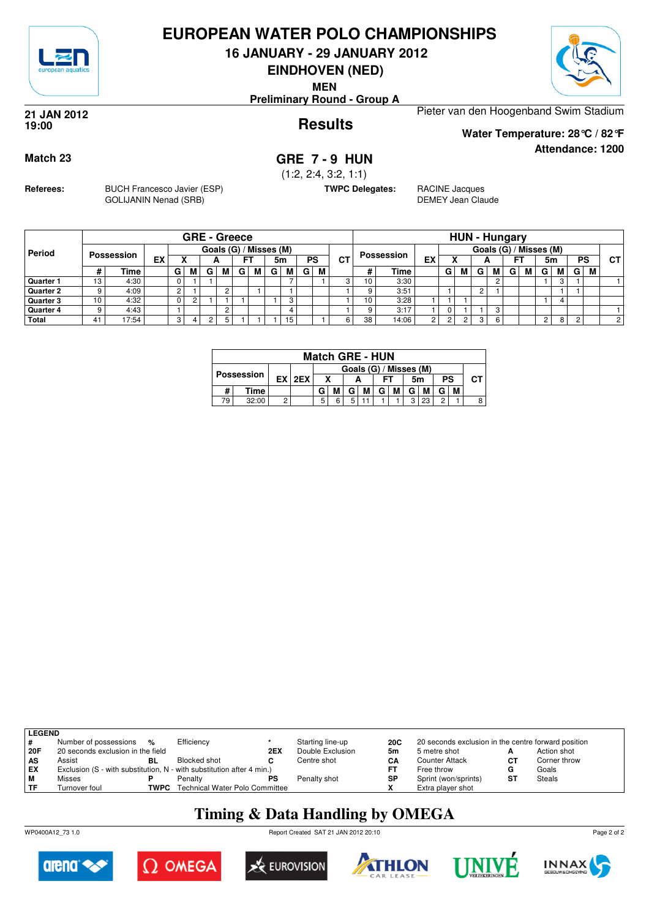# EUROPEAN WATER POLO CHAMPIONSHIPS

**16 JANUARY - 29 JANUARY 2012**

**EINDHOVEN (NED)**

**MEN**

**Preliminary Round - Group A**

**21 JAN 2012**
**19:00**

## Results

Pieter van den Hoogenband Swim Stadium

**Water Temperature: 28°C / 82°F**

**Attendance: 1200**

**Match 23**

## GRE 7 - 9 HUN

(1:2, 2:4, 3:2, 1:1)

**Referees:** BUCH Francesco Javier (ESP), GOLIJANIN Nenad (SRB)

**TWPC Delegates:** RACINE Jacques, DEMEY Jean Claude

| Period | GRE - Greece | | | | | | | | | | | | | | HUN - Hungary | | | | | | | | | | | | | |
|---|---|---|---|---|---|---|---|---|---|---|---|---|---|---|---|---|---|---|---|---|---|---|---|---|---|---|---|---|
| | Possession | | EX | Goals (G) / Misses (M) | | | | | | | | | | CT | Possession | | EX | Goals (G) / Misses (M) | | | | | | | | | | CT |
| | | | | X | | A | | FT | | 5m | | PS | | | | | | X | | A | | FT | | 5m | | PS | | |
| | # | Time | | G | M | G | M | G | M | G | M | G | M | | # | Time | | G | M | G | M | G | M | G | M | G | M | |
| Quarter 1 | 13 | 4:30 | | 0 | 1 | 1 | | | | | 7 | | 1 | 3 | 10 | 3:30 | | | | | 2 | | | 1 | 3 | 1 | | 1 |
| Quarter 2 | 9 | 4:09 | | 2 | 1 | | 2 | | 1 | | 1 | | | 1 | 9 | 3:51 | | 1 | | 2 | 1 | | | | 1 | 1 | | |
| Quarter 3 | 10 | 4:32 | | 0 | 2 | 1 | 1 | 1 | | 1 | 3 | | | 1 | 10 | 3:28 | 1 | 1 | 1 | | | | | 1 | 4 | | | |
| Quarter 4 | 9 | 4:43 | | 1 | | | 2 | | | | 4 | | | 1 | 9 | 3:17 | 1 | 0 | 1 | 1 | 3 | | | | | | | 1 |
| Total | 41 | 17:54 | | 3 | 4 | 2 | 5 | 1 | 1 | 1 | 15 | | 1 | 6 | 38 | 14:06 | 2 | 2 | 2 | 3 | 6 | | | 2 | 8 | 2 | | 2 |

| Match GRE - HUN | | | | | | | | | | | | | | |
|---|---|---|---|---|---|---|---|---|---|---|---|---|---|---|
| Possession | | EX | 2EX | Goals (G) / Misses (M) | | | | | | | | | | CT |
| | | | | X | | A | | FT | | 5m | | PS | | |
| # | Time | | | G | M | G | M | G | M | G | M | G | M | |
| 79 | 32:00 | 2 | | 5 | 6 | 5 | 11 | 1 | 1 | 3 | 23 | 2 | 1 | 8 |

**LEGEND**

| | | | | | | | |
|---|---|---|---|---|---|---|---|
| # | Number of possessions | % | Efficiency | * | Starting line-up | 20C | 20 seconds exclusion in the centre forward position |
| 20F | 20 seconds exclusion in the field | | | 2EX | Double Exclusion | 5m | 5 metre shot |
| AS | Assist | BL | Blocked shot | C | Centre shot | CA | Counter Attack |
| EX | Exclusion (S - with substitution, N - with substitution after 4 min.) | | | | | FT | Free throw |
| M | Misses | P | Penalty | PS | Penalty shot | SP | Sprint (won/sprints) |
| TF | Turnover foul | TWPC | Technical Water Polo Committee | | | X | Extra player shot |
| A | Action shot | CT | Corner throw | G | Goals | ST | Steals |

## Timing & Data Handling by OMEGA

WP0400A12_73 1.0 — Report Created SAT 21 JAN 2012 20:10